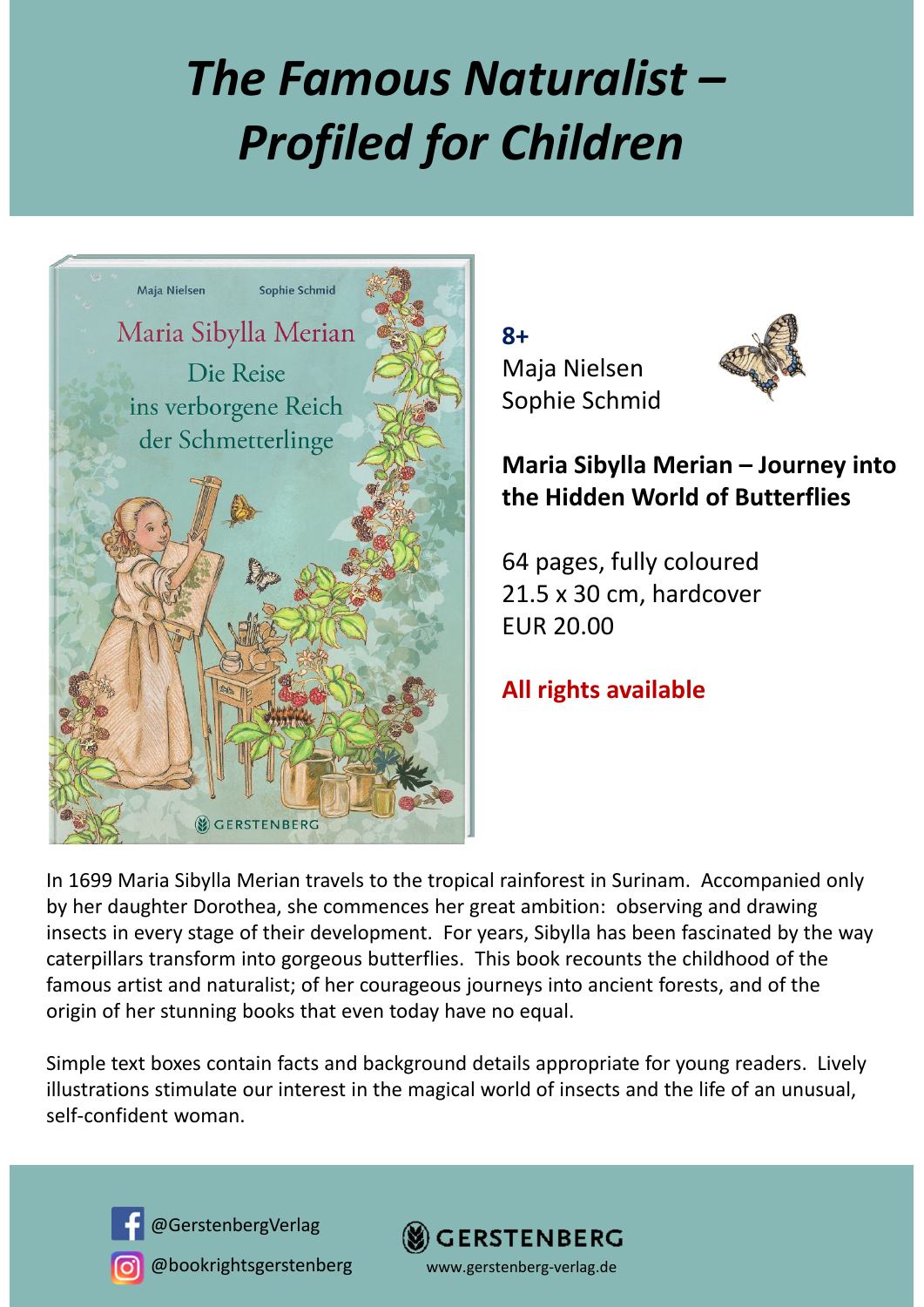# *The Famous Naturalist – Profiled for Children*

**8+**
Maja Nielsen
Sophie Schmid

**Maria Sibylla Merian – Journey into the Hidden World of Butterflies**

64 pages, fully coloured
21.5 x 30 cm, hardcover
EUR 20.00

**All rights available**

In 1699 Maria Sibylla Merian travels to the tropical rainforest in Surinam. Accompanied only by her daughter Dorothea, she commences her great ambition: observing and drawing insects in every stage of their development. For years, Sibylla has been fascinated by the way caterpillars transform into gorgeous butterflies. This book recounts the childhood of the famous artist and naturalist; of her courageous journeys into ancient forests, and of the origin of her stunning books that even today have no equal.

Simple text boxes contain facts and background details appropriate for young readers. Lively illustrations stimulate our interest in the magical world of insects and the life of an unusual, self-confident woman.

@GerstenbergVerlag
@bookrightsgerstenberg

GERSTENBERG
www.gerstenberg-verlag.de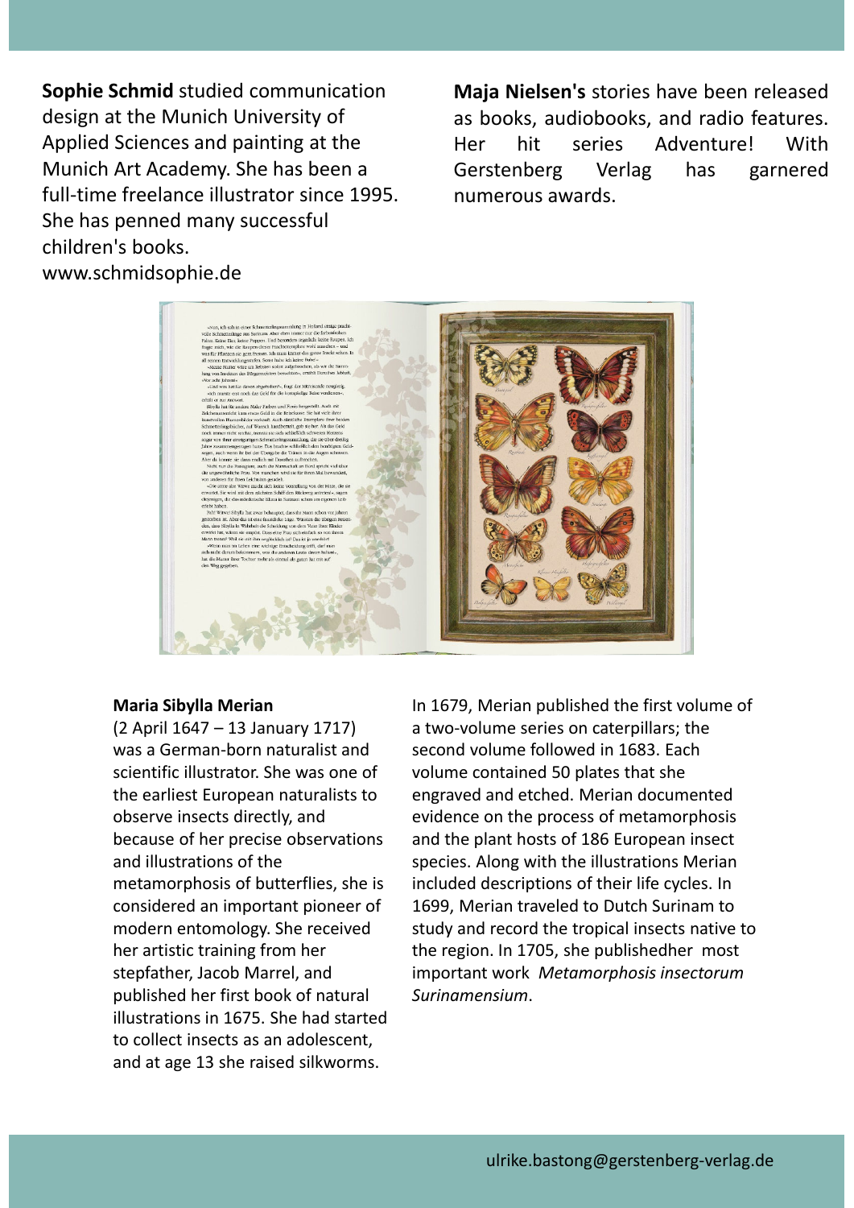**Sophie Schmid** studied communication design at the Munich University of Applied Sciences and painting at the Munich Art Academy. She has been a full-time freelance illustrator since 1995. She has penned many successful children's books.
www.schmidsophie.de

**Maja Nielsen's** stories have been released as books, audiobooks, and radio features. Her hit series Adventure! With Gerstenberg Verlag has garnered numerous awards.

**Maria Sibylla Merian**
(2 April 1647 – 13 January 1717) was a German-born naturalist and scientific illustrator. She was one of the earliest European naturalists to observe insects directly, and because of her precise observations and illustrations of the metamorphosis of butterflies, she is considered an important pioneer of modern entomology. She received her artistic training from her stepfather, Jacob Marrel, and published her first book of natural illustrations in 1675. She had started to collect insects as an adolescent, and at age 13 she raised silkworms.

In 1679, Merian published the first volume of a two-volume series on caterpillars; the second volume followed in 1683. Each volume contained 50 plates that she engraved and etched. Merian documented evidence on the process of metamorphosis and the plant hosts of 186 European insect species. Along with the illustrations Merian included descriptions of their life cycles. In 1699, Merian traveled to Dutch Surinam to study and record the tropical insects native to the region. In 1705, she publishedher most important work *Metamorphosis insectorum Surinamensium*.

ulrike.bastong@gerstenberg-verlag.de